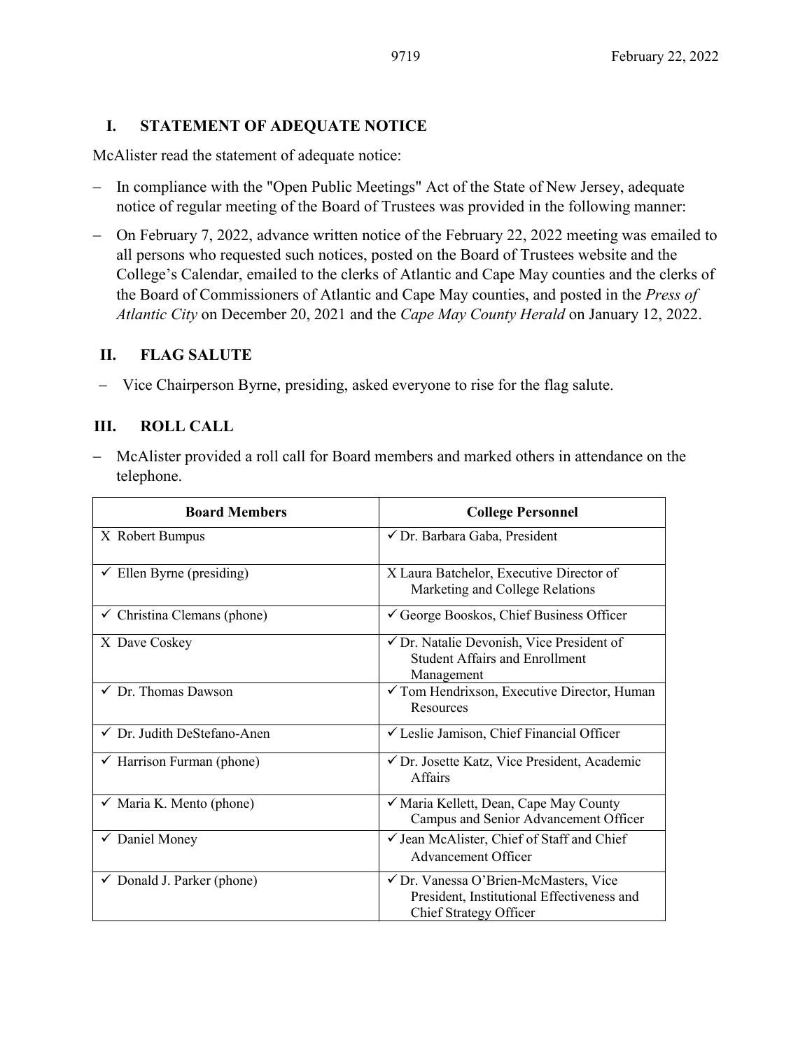## I. STATEMENT OF ADEQUATE NOTICE

McAlister read the statement of adequate notice:

- In compliance with the "Open Public Meetings" Act of the State of New Jersey, adequate notice of regular meeting of the Board of Trustees was provided in the following manner:
- On February 7, 2022, advance written notice of the February 22, 2022 meeting was emailed to all persons who requested such notices, posted on the Board of Trustees website and the College's Calendar, emailed to the clerks of Atlantic and Cape May counties and the clerks of the Board of Commissioners of Atlantic and Cape May counties, and posted in the *Press of Atlantic City* on December 20, 2021 and the *Cape May County Herald* on January 12, 2022.

## II. FLAG SALUTE

- Vice Chairperson Byrne, presiding, asked everyone to rise for the flag salute.

## III. ROLL CALL

- McAlister provided a roll call for Board members and marked others in attendance on the telephone.

| Board Members | College Personnel |
|---|---|
| X Robert Bumpus | ✓ Dr. Barbara Gaba, President |
| ✓ Ellen Byrne (presiding) | X Laura Batchelor, Executive Director of Marketing and College Relations |
| ✓ Christina Clemans (phone) | ✓ George Booskos, Chief Business Officer |
| X Dave Coskey | ✓ Dr. Natalie Devonish, Vice President of Student Affairs and Enrollment Management |
| ✓ Dr. Thomas Dawson | ✓ Tom Hendrixson, Executive Director, Human Resources |
| ✓ Dr. Judith DeStefano-Anen | ✓ Leslie Jamison, Chief Financial Officer |
| ✓ Harrison Furman (phone) | ✓ Dr. Josette Katz, Vice President, Academic Affairs |
| ✓ Maria K. Mento (phone) | ✓ Maria Kellett, Dean, Cape May County Campus and Senior Advancement Officer |
| ✓ Daniel Money | ✓ Jean McAlister, Chief of Staff and Chief Advancement Officer |
| ✓ Donald J. Parker (phone) | ✓ Dr. Vanessa O'Brien-McMasters, Vice President, Institutional Effectiveness and Chief Strategy Officer |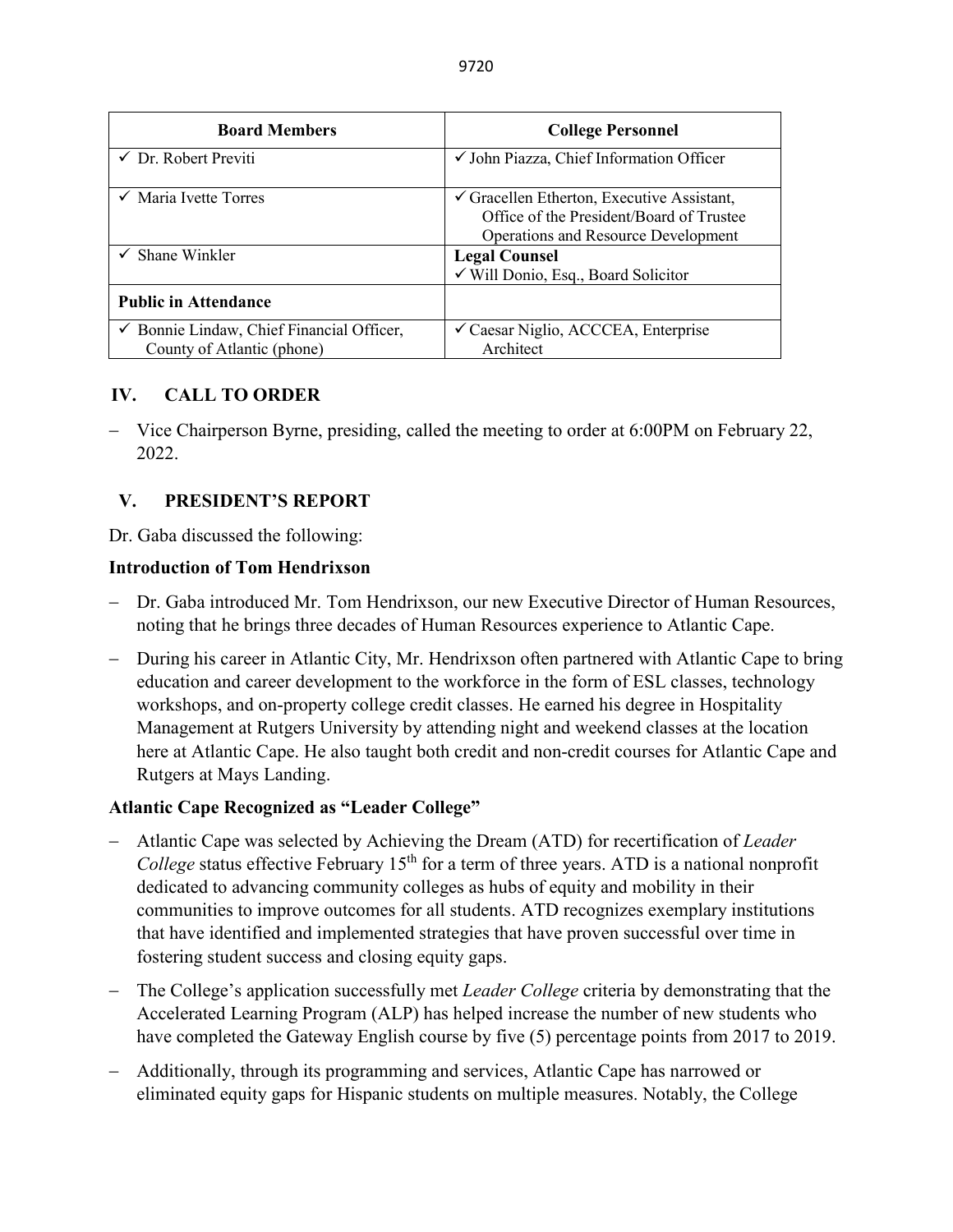| Board Members | College Personnel |
|---|---|
| ✓ Dr. Robert Previti | ✓ John Piazza, Chief Information Officer |
| ✓ Maria Ivette Torres | ✓ Gracellen Etherton, Executive Assistant, Office of the President/Board of Trustee Operations and Resource Development |
| ✓ Shane Winkler | **Legal Counsel** ✓ Will Donio, Esq., Board Solicitor |
| **Public in Attendance** | |
| ✓ Bonnie Lindaw, Chief Financial Officer, County of Atlantic (phone) | ✓ Caesar Niglio, ACCCEA, Enterprise Architect |

## IV. CALL TO ORDER

- Vice Chairperson Byrne, presiding, called the meeting to order at 6:00PM on February 22, 2022.

## V. PRESIDENT'S REPORT

Dr. Gaba discussed the following:

### Introduction of Tom Hendrixson

- Dr. Gaba introduced Mr. Tom Hendrixson, our new Executive Director of Human Resources, noting that he brings three decades of Human Resources experience to Atlantic Cape.
- During his career in Atlantic City, Mr. Hendrixson often partnered with Atlantic Cape to bring education and career development to the workforce in the form of ESL classes, technology workshops, and on-property college credit classes. He earned his degree in Hospitality Management at Rutgers University by attending night and weekend classes at the location here at Atlantic Cape. He also taught both credit and non-credit courses for Atlantic Cape and Rutgers at Mays Landing.

### Atlantic Cape Recognized as "Leader College"

- Atlantic Cape was selected by Achieving the Dream (ATD) for recertification of *Leader College* status effective February 15th for a term of three years. ATD is a national nonprofit dedicated to advancing community colleges as hubs of equity and mobility in their communities to improve outcomes for all students. ATD recognizes exemplary institutions that have identified and implemented strategies that have proven successful over time in fostering student success and closing equity gaps.
- The College's application successfully met *Leader College* criteria by demonstrating that the Accelerated Learning Program (ALP) has helped increase the number of new students who have completed the Gateway English course by five (5) percentage points from 2017 to 2019.
- Additionally, through its programming and services, Atlantic Cape has narrowed or eliminated equity gaps for Hispanic students on multiple measures. Notably, the College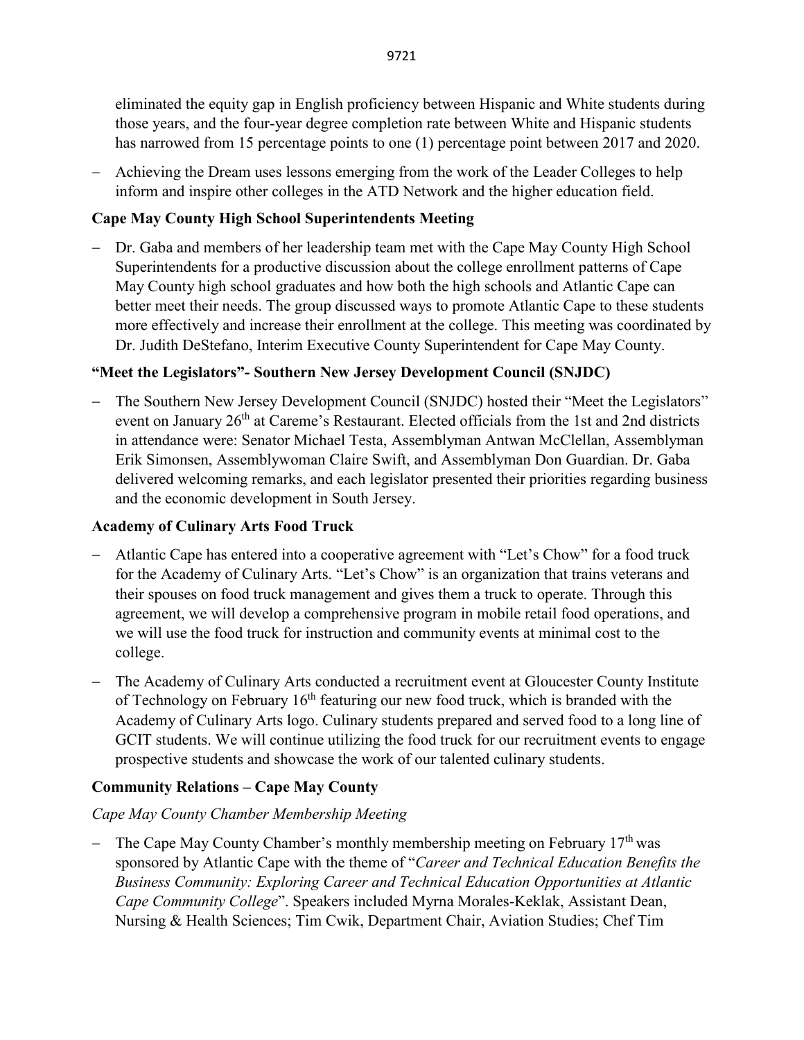eliminated the equity gap in English proficiency between Hispanic and White students during those years, and the four-year degree completion rate between White and Hispanic students has narrowed from 15 percentage points to one (1) percentage point between 2017 and 2020.

- Achieving the Dream uses lessons emerging from the work of the Leader Colleges to help inform and inspire other colleges in the ATD Network and the higher education field.

**Cape May County High School Superintendents Meeting**

- Dr. Gaba and members of her leadership team met with the Cape May County High School Superintendents for a productive discussion about the college enrollment patterns of Cape May County high school graduates and how both the high schools and Atlantic Cape can better meet their needs. The group discussed ways to promote Atlantic Cape to these students more effectively and increase their enrollment at the college. This meeting was coordinated by Dr. Judith DeStefano, Interim Executive County Superintendent for Cape May County.

**"Meet the Legislators"- Southern New Jersey Development Council (SNJDC)**

- The Southern New Jersey Development Council (SNJDC) hosted their "Meet the Legislators" event on January 26th at Careme's Restaurant. Elected officials from the 1st and 2nd districts in attendance were: Senator Michael Testa, Assemblyman Antwan McClellan, Assemblyman Erik Simonsen, Assemblywoman Claire Swift, and Assemblyman Don Guardian. Dr. Gaba delivered welcoming remarks, and each legislator presented their priorities regarding business and the economic development in South Jersey.

**Academy of Culinary Arts Food Truck**

- Atlantic Cape has entered into a cooperative agreement with "Let's Chow" for a food truck for the Academy of Culinary Arts. "Let's Chow" is an organization that trains veterans and their spouses on food truck management and gives them a truck to operate. Through this agreement, we will develop a comprehensive program in mobile retail food operations, and we will use the food truck for instruction and community events at minimal cost to the college.
- The Academy of Culinary Arts conducted a recruitment event at Gloucester County Institute of Technology on February 16th featuring our new food truck, which is branded with the Academy of Culinary Arts logo. Culinary students prepared and served food to a long line of GCIT students. We will continue utilizing the food truck for our recruitment events to engage prospective students and showcase the work of our talented culinary students.

**Community Relations – Cape May County**

*Cape May County Chamber Membership Meeting*

- The Cape May County Chamber's monthly membership meeting on February 17th was sponsored by Atlantic Cape with the theme of "*Career and Technical Education Benefits the Business Community: Exploring Career and Technical Education Opportunities at Atlantic Cape Community College*". Speakers included Myrna Morales-Keklak, Assistant Dean, Nursing & Health Sciences; Tim Cwik, Department Chair, Aviation Studies; Chef Tim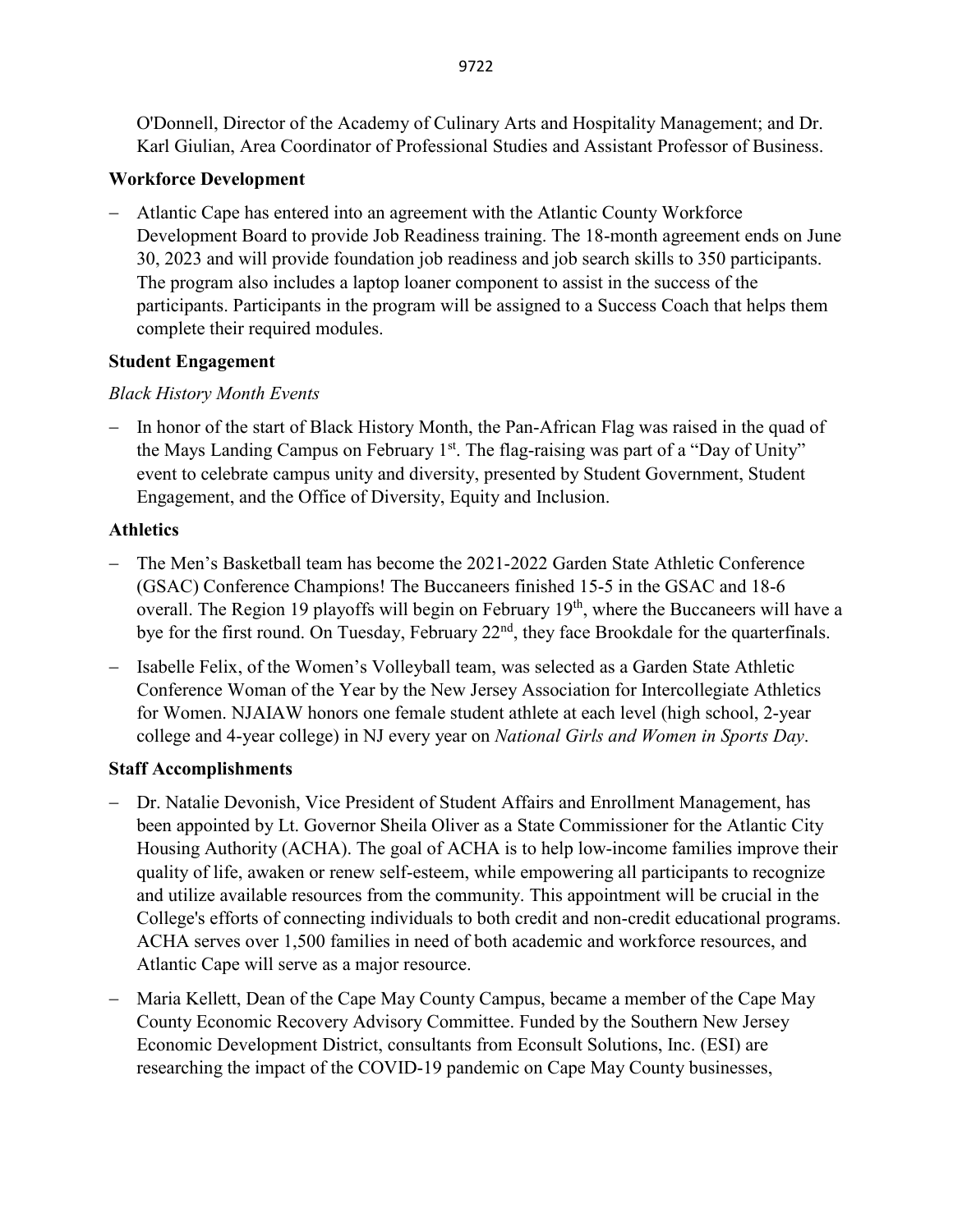O'Donnell, Director of the Academy of Culinary Arts and Hospitality Management; and Dr. Karl Giulian, Area Coordinator of Professional Studies and Assistant Professor of Business.

**Workforce Development**

- Atlantic Cape has entered into an agreement with the Atlantic County Workforce Development Board to provide Job Readiness training. The 18-month agreement ends on June 30, 2023 and will provide foundation job readiness and job search skills to 350 participants. The program also includes a laptop loaner component to assist in the success of the participants. Participants in the program will be assigned to a Success Coach that helps them complete their required modules.

**Student Engagement**

*Black History Month Events*

- In honor of the start of Black History Month, the Pan-African Flag was raised in the quad of the Mays Landing Campus on February 1st. The flag-raising was part of a "Day of Unity" event to celebrate campus unity and diversity, presented by Student Government, Student Engagement, and the Office of Diversity, Equity and Inclusion.

**Athletics**

- The Men's Basketball team has become the 2021-2022 Garden State Athletic Conference (GSAC) Conference Champions! The Buccaneers finished 15-5 in the GSAC and 18-6 overall. The Region 19 playoffs will begin on February 19th, where the Buccaneers will have a bye for the first round. On Tuesday, February 22nd, they face Brookdale for the quarterfinals.
- Isabelle Felix, of the Women's Volleyball team, was selected as a Garden State Athletic Conference Woman of the Year by the New Jersey Association for Intercollegiate Athletics for Women. NJAIAW honors one female student athlete at each level (high school, 2-year college and 4-year college) in NJ every year on *National Girls and Women in Sports Day*.

**Staff Accomplishments**

- Dr. Natalie Devonish, Vice President of Student Affairs and Enrollment Management, has been appointed by Lt. Governor Sheila Oliver as a State Commissioner for the Atlantic City Housing Authority (ACHA). The goal of ACHA is to help low-income families improve their quality of life, awaken or renew self-esteem, while empowering all participants to recognize and utilize available resources from the community. This appointment will be crucial in the College's efforts of connecting individuals to both credit and non-credit educational programs. ACHA serves over 1,500 families in need of both academic and workforce resources, and Atlantic Cape will serve as a major resource.
- Maria Kellett, Dean of the Cape May County Campus, became a member of the Cape May County Economic Recovery Advisory Committee. Funded by the Southern New Jersey Economic Development District, consultants from Econsult Solutions, Inc. (ESI) are researching the impact of the COVID-19 pandemic on Cape May County businesses,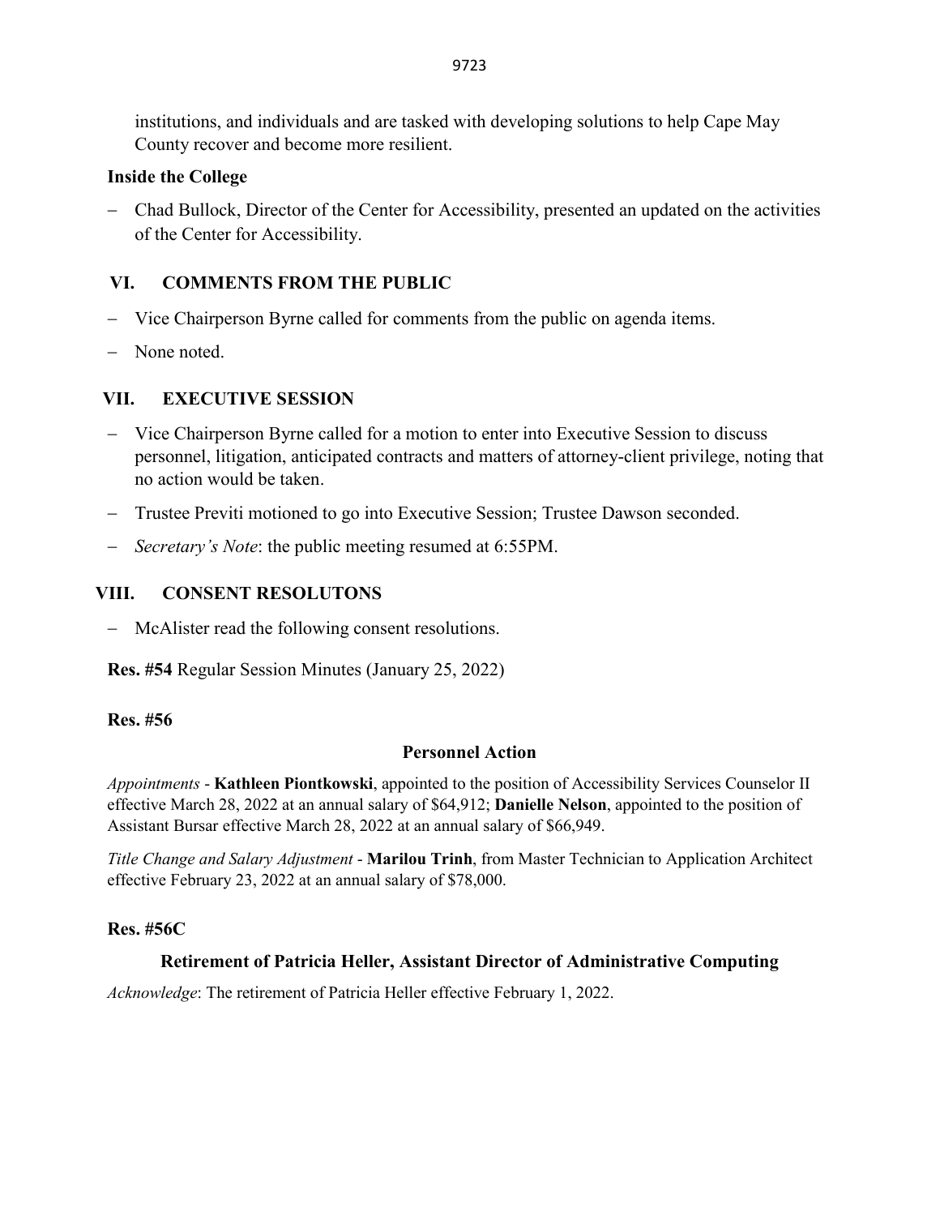institutions, and individuals and are tasked with developing solutions to help Cape May County recover and become more resilient.

**Inside the College**

- Chad Bullock, Director of the Center for Accessibility, presented an updated on the activities of the Center for Accessibility.

## VI. COMMENTS FROM THE PUBLIC

- Vice Chairperson Byrne called for comments from the public on agenda items.
- None noted.

## VII. EXECUTIVE SESSION

- Vice Chairperson Byrne called for a motion to enter into Executive Session to discuss personnel, litigation, anticipated contracts and matters of attorney-client privilege, noting that no action would be taken.
- Trustee Previti motioned to go into Executive Session; Trustee Dawson seconded.
- *Secretary's Note*: the public meeting resumed at 6:55PM.

## VIII. CONSENT RESOLUTONS

- McAlister read the following consent resolutions.

**Res. #54** Regular Session Minutes (January 25, 2022)

**Res. #56**

**Personnel Action**

*Appointments* - **Kathleen Piontkowski**, appointed to the position of Accessibility Services Counselor II effective March 28, 2022 at an annual salary of $64,912; **Danielle Nelson**, appointed to the position of Assistant Bursar effective March 28, 2022 at an annual salary of $66,949.

*Title Change and Salary Adjustment* - **Marilou Trinh**, from Master Technician to Application Architect effective February 23, 2022 at an annual salary of $78,000.

**Res. #56C**

**Retirement of Patricia Heller, Assistant Director of Administrative Computing**

*Acknowledge*: The retirement of Patricia Heller effective February 1, 2022.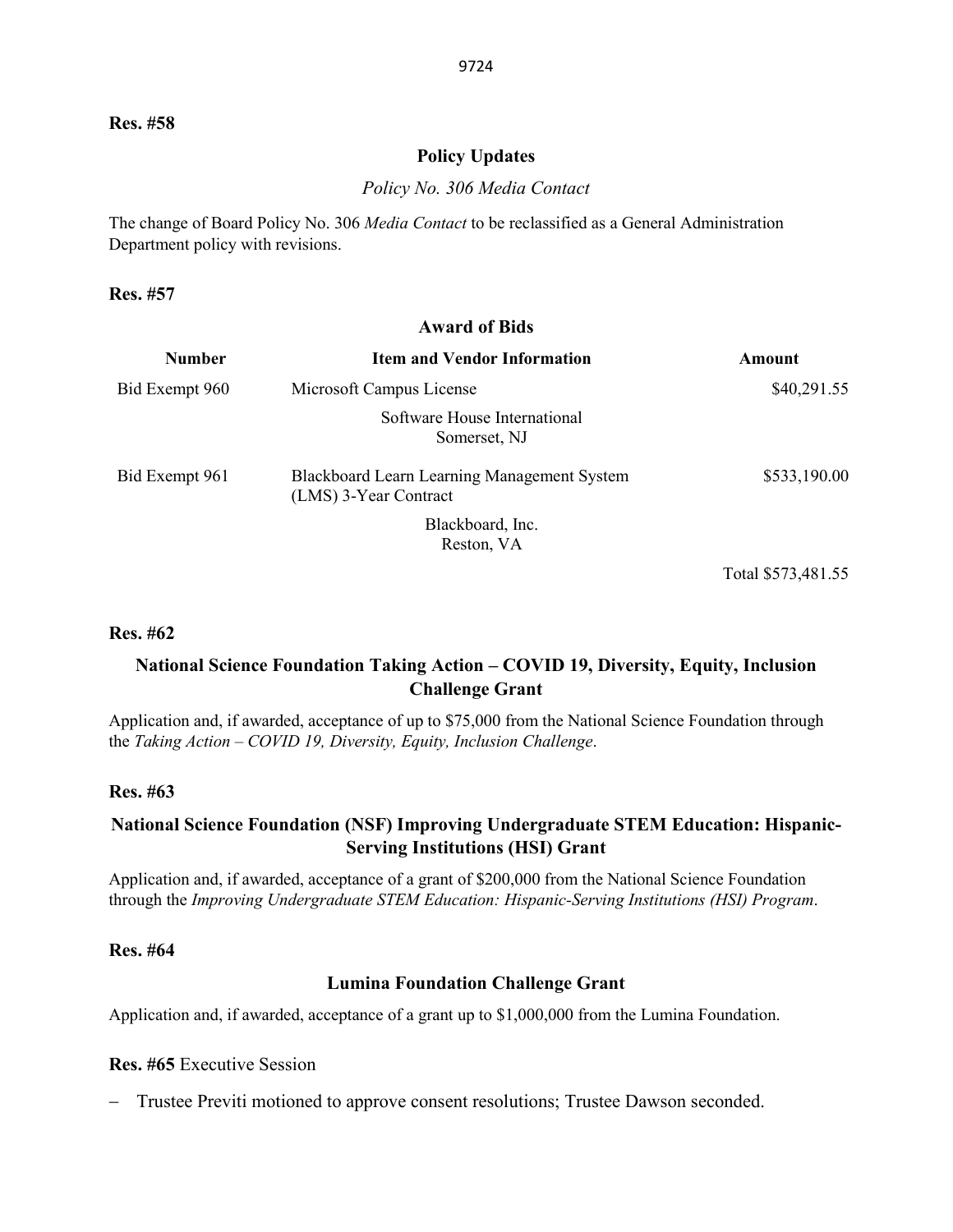**Res. #58**

**Policy Updates**

*Policy No. 306 Media Contact*

The change of Board Policy No. 306 *Media Contact* to be reclassified as a General Administration Department policy with revisions.

**Res. #57**

**Award of Bids**

| Number | Item and Vendor Information | Amount |
|---|---|---|
| Bid Exempt 960 | Microsoft Campus License | $40,291.55 |
| | Software House International<br>Somerset, NJ | |
| Bid Exempt 961 | Blackboard Learn Learning Management System (LMS) 3-Year Contract | $533,190.00 |
| | Blackboard, Inc.<br>Reston, VA | |
| | | Total $573,481.55 |

**Res. #62**

**National Science Foundation Taking Action – COVID 19, Diversity, Equity, Inclusion Challenge Grant**

Application and, if awarded, acceptance of up to $75,000 from the National Science Foundation through the *Taking Action – COVID 19, Diversity, Equity, Inclusion Challenge*.

**Res. #63**

**National Science Foundation (NSF) Improving Undergraduate STEM Education: Hispanic-Serving Institutions (HSI) Grant**

Application and, if awarded, acceptance of a grant of $200,000 from the National Science Foundation through the *Improving Undergraduate STEM Education: Hispanic-Serving Institutions (HSI) Program*.

**Res. #64**

**Lumina Foundation Challenge Grant**

Application and, if awarded, acceptance of a grant up to $1,000,000 from the Lumina Foundation.

**Res. #65** Executive Session

- Trustee Previti motioned to approve consent resolutions; Trustee Dawson seconded.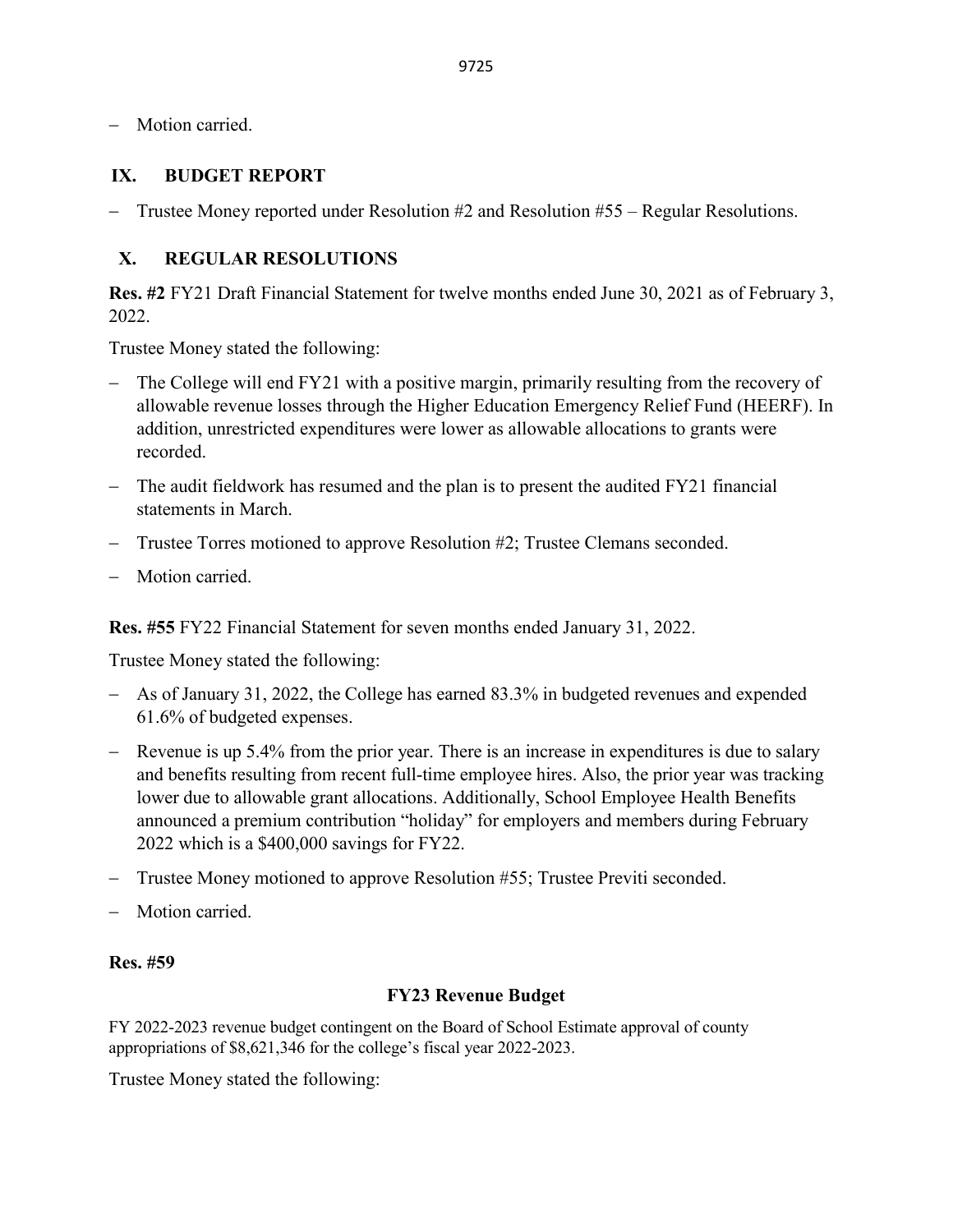– Motion carried.

## IX. BUDGET REPORT

– Trustee Money reported under Resolution #2 and Resolution #55 – Regular Resolutions.

## X. REGULAR RESOLUTIONS

**Res. #2** FY21 Draft Financial Statement for twelve months ended June 30, 2021 as of February 3, 2022.

Trustee Money stated the following:

– The College will end FY21 with a positive margin, primarily resulting from the recovery of allowable revenue losses through the Higher Education Emergency Relief Fund (HEERF). In addition, unrestricted expenditures were lower as allowable allocations to grants were recorded.

– The audit fieldwork has resumed and the plan is to present the audited FY21 financial statements in March.

– Trustee Torres motioned to approve Resolution #2; Trustee Clemans seconded.

– Motion carried.

**Res. #55** FY22 Financial Statement for seven months ended January 31, 2022.

Trustee Money stated the following:

– As of January 31, 2022, the College has earned 83.3% in budgeted revenues and expended 61.6% of budgeted expenses.

– Revenue is up 5.4% from the prior year. There is an increase in expenditures is due to salary and benefits resulting from recent full-time employee hires. Also, the prior year was tracking lower due to allowable grant allocations. Additionally, School Employee Health Benefits announced a premium contribution "holiday" for employers and members during February 2022 which is a $400,000 savings for FY22.

– Trustee Money motioned to approve Resolution #55; Trustee Previti seconded.

– Motion carried.

**Res. #59**

**FY23 Revenue Budget**

FY 2022-2023 revenue budget contingent on the Board of School Estimate approval of county appropriations of $8,621,346 for the college's fiscal year 2022-2023.

Trustee Money stated the following: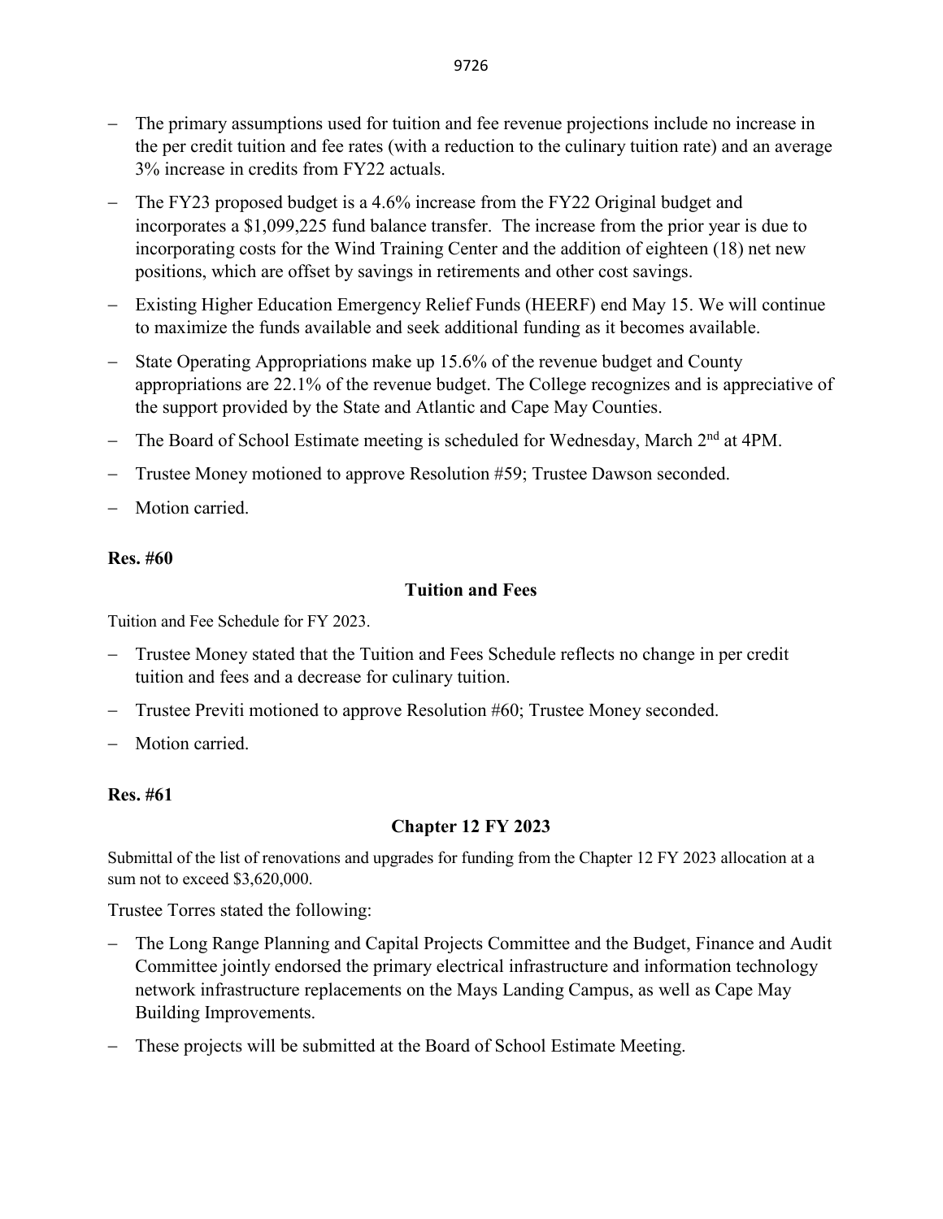- The primary assumptions used for tuition and fee revenue projections include no increase in the per credit tuition and fee rates (with a reduction to the culinary tuition rate) and an average 3% increase in credits from FY22 actuals.
- The FY23 proposed budget is a 4.6% increase from the FY22 Original budget and incorporates a $1,099,225 fund balance transfer. The increase from the prior year is due to incorporating costs for the Wind Training Center and the addition of eighteen (18) net new positions, which are offset by savings in retirements and other cost savings.
- Existing Higher Education Emergency Relief Funds (HEERF) end May 15. We will continue to maximize the funds available and seek additional funding as it becomes available.
- State Operating Appropriations make up 15.6% of the revenue budget and County appropriations are 22.1% of the revenue budget. The College recognizes and is appreciative of the support provided by the State and Atlantic and Cape May Counties.
- The Board of School Estimate meeting is scheduled for Wednesday, March 2nd at 4PM.
- Trustee Money motioned to approve Resolution #59; Trustee Dawson seconded.
- Motion carried.

**Res. #60**

**Tuition and Fees**

Tuition and Fee Schedule for FY 2023.

- Trustee Money stated that the Tuition and Fees Schedule reflects no change in per credit tuition and fees and a decrease for culinary tuition.
- Trustee Previti motioned to approve Resolution #60; Trustee Money seconded.
- Motion carried.

**Res. #61**

**Chapter 12 FY 2023**

Submittal of the list of renovations and upgrades for funding from the Chapter 12 FY 2023 allocation at a sum not to exceed $3,620,000.

Trustee Torres stated the following:

- The Long Range Planning and Capital Projects Committee and the Budget, Finance and Audit Committee jointly endorsed the primary electrical infrastructure and information technology network infrastructure replacements on the Mays Landing Campus, as well as Cape May Building Improvements.
- These projects will be submitted at the Board of School Estimate Meeting.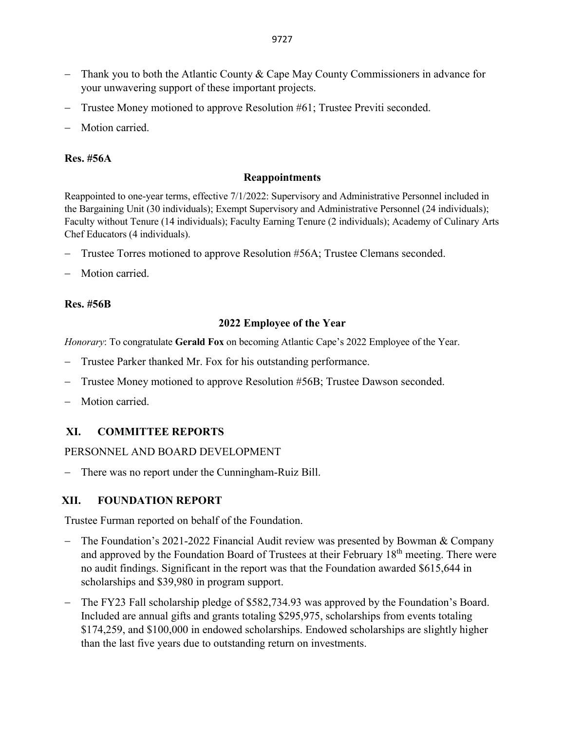- Thank you to both the Atlantic County & Cape May County Commissioners in advance for your unwavering support of these important projects.
- Trustee Money motioned to approve Resolution #61; Trustee Previti seconded.
- Motion carried.

**Res. #56A**

**Reappointments**

Reappointed to one-year terms, effective 7/1/2022: Supervisory and Administrative Personnel included in the Bargaining Unit (30 individuals); Exempt Supervisory and Administrative Personnel (24 individuals); Faculty without Tenure (14 individuals); Faculty Earning Tenure (2 individuals); Academy of Culinary Arts Chef Educators (4 individuals).

- Trustee Torres motioned to approve Resolution #56A; Trustee Clemans seconded.
- Motion carried.

**Res. #56B**

**2022 Employee of the Year**

*Honorary*: To congratulate **Gerald Fox** on becoming Atlantic Cape's 2022 Employee of the Year.

- Trustee Parker thanked Mr. Fox for his outstanding performance.
- Trustee Money motioned to approve Resolution #56B; Trustee Dawson seconded.
- Motion carried.

## XI. COMMITTEE REPORTS

PERSONNEL AND BOARD DEVELOPMENT

- There was no report under the Cunningham-Ruiz Bill.

## XII. FOUNDATION REPORT

Trustee Furman reported on behalf of the Foundation.

- The Foundation's 2021-2022 Financial Audit review was presented by Bowman & Company and approved by the Foundation Board of Trustees at their February 18th meeting. There were no audit findings. Significant in the report was that the Foundation awarded $615,644 in scholarships and $39,980 in program support.
- The FY23 Fall scholarship pledge of $582,734.93 was approved by the Foundation's Board. Included are annual gifts and grants totaling $295,975, scholarships from events totaling $174,259, and $100,000 in endowed scholarships. Endowed scholarships are slightly higher than the last five years due to outstanding return on investments.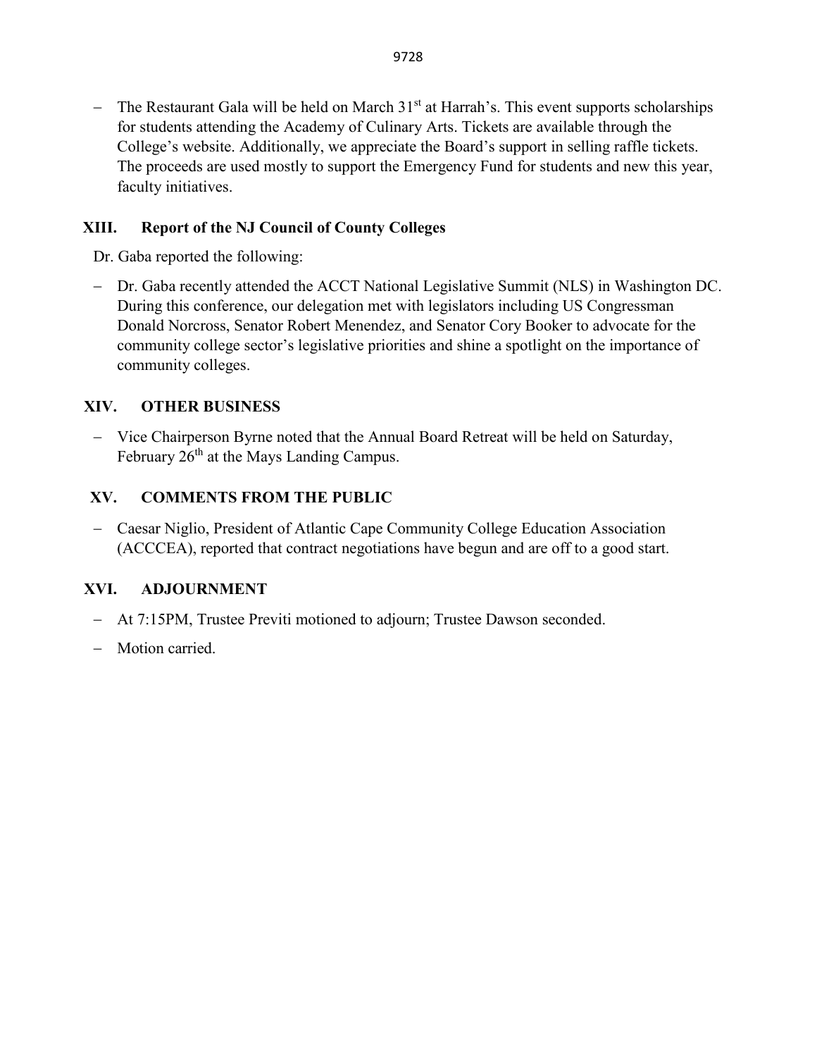- The Restaurant Gala will be held on March 31st at Harrah's. This event supports scholarships for students attending the Academy of Culinary Arts. Tickets are available through the College's website. Additionally, we appreciate the Board's support in selling raffle tickets. The proceeds are used mostly to support the Emergency Fund for students and new this year, faculty initiatives.

## XIII. Report of the NJ Council of County Colleges

Dr. Gaba reported the following:

- Dr. Gaba recently attended the ACCT National Legislative Summit (NLS) in Washington DC. During this conference, our delegation met with legislators including US Congressman Donald Norcross, Senator Robert Menendez, and Senator Cory Booker to advocate for the community college sector's legislative priorities and shine a spotlight on the importance of community colleges.

## XIV. OTHER BUSINESS

- Vice Chairperson Byrne noted that the Annual Board Retreat will be held on Saturday, February 26th at the Mays Landing Campus.

## XV. COMMENTS FROM THE PUBLIC

- Caesar Niglio, President of Atlantic Cape Community College Education Association (ACCCEA), reported that contract negotiations have begun and are off to a good start.

## XVI. ADJOURNMENT

- At 7:15PM, Trustee Previti motioned to adjourn; Trustee Dawson seconded.
- Motion carried.